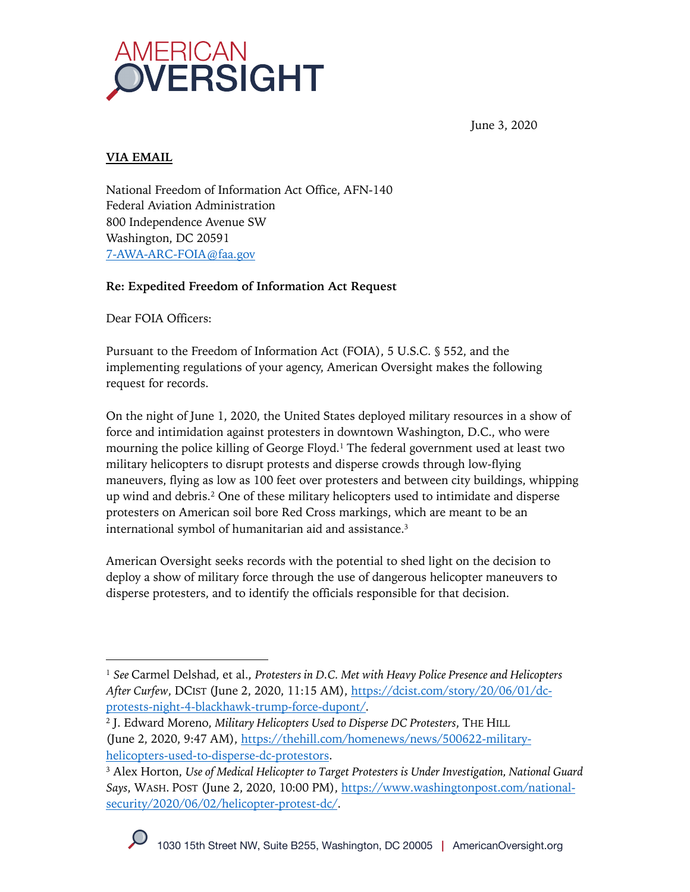AMERICAN OVERSIGHT

June 3, 2020

**VIA EMAIL**

National Freedom of Information Act Office, AFN-140
Federal Aviation Administration
800 Independence Avenue SW
Washington, DC 20591
7-AWA-ARC-FOIA@faa.gov

**Re: Expedited Freedom of Information Act Request**

Dear FOIA Officers:

Pursuant to the Freedom of Information Act (FOIA), 5 U.S.C. § 552, and the implementing regulations of your agency, American Oversight makes the following request for records.

On the night of June 1, 2020, the United States deployed military resources in a show of force and intimidation against protesters in downtown Washington, D.C., who were mourning the police killing of George Floyd.[1] The federal government used at least two military helicopters to disrupt protests and disperse crowds through low-flying maneuvers, flying as low as 100 feet over protesters and between city buildings, whipping up wind and debris.[2] One of these military helicopters used to intimidate and disperse protesters on American soil bore Red Cross markings, which are meant to be an international symbol of humanitarian aid and assistance.[3]

American Oversight seeks records with the potential to shed light on the decision to deploy a show of military force through the use of dangerous helicopter maneuvers to disperse protesters, and to identify the officials responsible for that decision.

---

[1] *See* Carmel Delshad, et al., *Protesters in D.C. Met with Heavy Police Presence and Helicopters After Curfew*, DCIST (June 2, 2020, 11:15 AM), https://dcist.com/story/20/06/01/dc-protests-night-4-blackhawk-trump-force-dupont/.

[2] J. Edward Moreno, *Military Helicopters Used to Disperse DC Protesters*, THE HILL (June 2, 2020, 9:47 AM), https://thehill.com/homenews/news/500622-military-helicopters-used-to-disperse-dc-protestors.

[3] Alex Horton, *Use of Medical Helicopter to Target Protesters is Under Investigation, National Guard Says*, WASH. POST (June 2, 2020, 10:00 PM), https://www.washingtonpost.com/national-security/2020/06/02/helicopter-protest-dc/.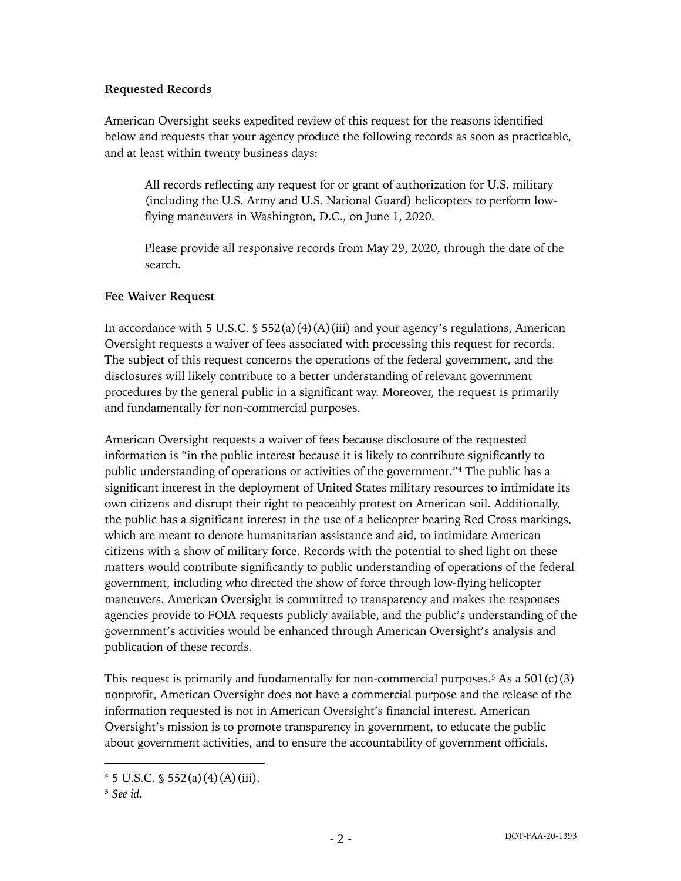**Requested Records**

American Oversight seeks expedited review of this request for the reasons identified below and requests that your agency produce the following records as soon as practicable, and at least within twenty business days:

> All records reflecting any request for or grant of authorization for U.S. military (including the U.S. Army and U.S. National Guard) helicopters to perform low-flying maneuvers in Washington, D.C., on June 1, 2020.
>
> Please provide all responsive records from May 29, 2020, through the date of the search.

**Fee Waiver Request**

In accordance with 5 U.S.C. § 552(a)(4)(A)(iii) and your agency's regulations, American Oversight requests a waiver of fees associated with processing this request for records. The subject of this request concerns the operations of the federal government, and the disclosures will likely contribute to a better understanding of relevant government procedures by the general public in a significant way. Moreover, the request is primarily and fundamentally for non-commercial purposes.

American Oversight requests a waiver of fees because disclosure of the requested information is "in the public interest because it is likely to contribute significantly to public understanding of operations or activities of the government."[4] The public has a significant interest in the deployment of United States military resources to intimidate its own citizens and disrupt their right to peaceably protest on American soil. Additionally, the public has a significant interest in the use of a helicopter bearing Red Cross markings, which are meant to denote humanitarian assistance and aid, to intimidate American citizens with a show of military force. Records with the potential to shed light on these matters would contribute significantly to public understanding of operations of the federal government, including who directed the show of force through low-flying helicopter maneuvers. American Oversight is committed to transparency and makes the responses agencies provide to FOIA requests publicly available, and the public's understanding of the government's activities would be enhanced through American Oversight's analysis and publication of these records.

This request is primarily and fundamentally for non-commercial purposes.[5] As a 501(c)(3) nonprofit, American Oversight does not have a commercial purpose and the release of the information requested is not in American Oversight's financial interest. American Oversight's mission is to promote transparency in government, to educate the public about government activities, and to ensure the accountability of government officials.

---

[4] 5 U.S.C. § 552(a)(4)(A)(iii).

[5] *See id.*

DOT-FAA-20-1393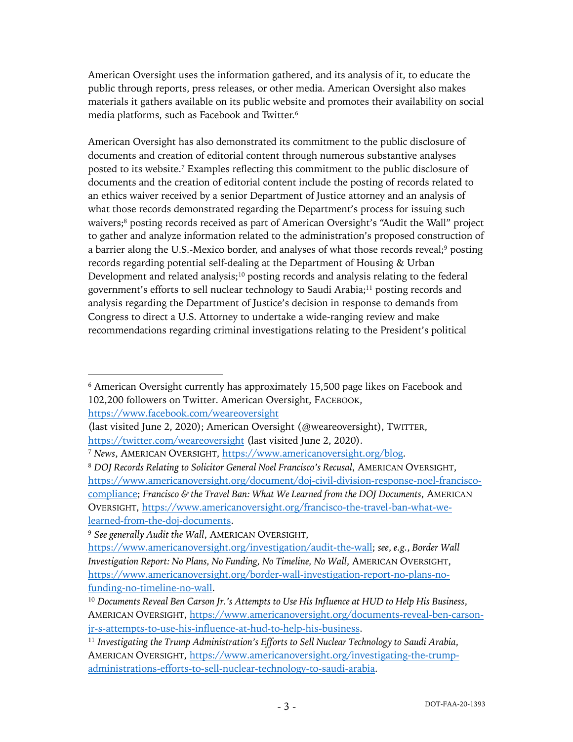American Oversight uses the information gathered, and its analysis of it, to educate the public through reports, press releases, or other media. American Oversight also makes materials it gathers available on its public website and promotes their availability on social media platforms, such as Facebook and Twitter.[6]

American Oversight has also demonstrated its commitment to the public disclosure of documents and creation of editorial content through numerous substantive analyses posted to its website.[7] Examples reflecting this commitment to the public disclosure of documents and the creation of editorial content include the posting of records related to an ethics waiver received by a senior Department of Justice attorney and an analysis of what those records demonstrated regarding the Department's process for issuing such waivers;[8] posting records received as part of American Oversight's "Audit the Wall" project to gather and analyze information related to the administration's proposed construction of a barrier along the U.S.-Mexico border, and analyses of what those records reveal;[9] posting records regarding potential self-dealing at the Department of Housing & Urban Development and related analysis;[10] posting records and analysis relating to the federal government's efforts to sell nuclear technology to Saudi Arabia;[11] posting records and analysis regarding the Department of Justice's decision in response to demands from Congress to direct a U.S. Attorney to undertake a wide-ranging review and make recommendations regarding criminal investigations relating to the President's political

---

[6] American Oversight currently has approximately 15,500 page likes on Facebook and 102,200 followers on Twitter. American Oversight, FACEBOOK, https://www.facebook.com/weareoversight (last visited June 2, 2020); American Oversight (@weareoversight), TWITTER, https://twitter.com/weareoversight (last visited June 2, 2020).

[7] *News*, AMERICAN OVERSIGHT, https://www.americanoversight.org/blog.

[8] *DOJ Records Relating to Solicitor General Noel Francisco's Recusal*, AMERICAN OVERSIGHT, https://www.americanoversight.org/document/doj-civil-division-response-noel-francisco-compliance; *Francisco & the Travel Ban: What We Learned from the DOJ Documents*, AMERICAN OVERSIGHT, https://www.americanoversight.org/francisco-the-travel-ban-what-we-learned-from-the-doj-documents.

[9] *See generally Audit the Wall*, AMERICAN OVERSIGHT, https://www.americanoversight.org/investigation/audit-the-wall; *see, e.g.*, *Border Wall Investigation Report: No Plans, No Funding, No Timeline, No Wall*, AMERICAN OVERSIGHT, https://www.americanoversight.org/border-wall-investigation-report-no-plans-no-funding-no-timeline-no-wall.

[10] *Documents Reveal Ben Carson Jr.'s Attempts to Use His Influence at HUD to Help His Business*, AMERICAN OVERSIGHT, https://www.americanoversight.org/documents-reveal-ben-carson-jr-s-attempts-to-use-his-influence-at-hud-to-help-his-business.

[11] *Investigating the Trump Administration's Efforts to Sell Nuclear Technology to Saudi Arabia*, AMERICAN OVERSIGHT, https://www.americanoversight.org/investigating-the-trump-administrations-efforts-to-sell-nuclear-technology-to-saudi-arabia.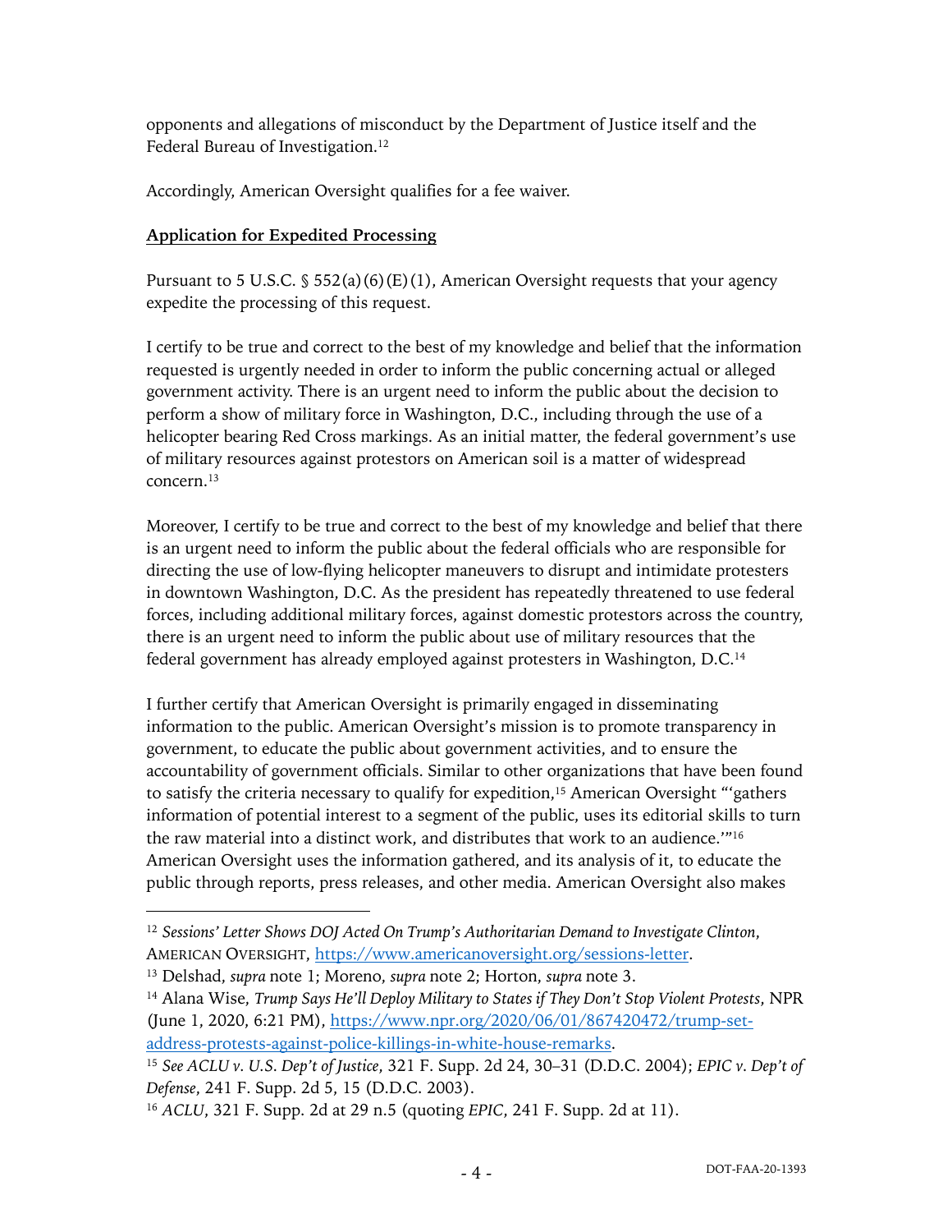opponents and allegations of misconduct by the Department of Justice itself and the Federal Bureau of Investigation.[12]

Accordingly, American Oversight qualifies for a fee waiver.

**<u>Application for Expedited Processing</u>**

Pursuant to 5 U.S.C. § 552(a)(6)(E)(1), American Oversight requests that your agency expedite the processing of this request.

I certify to be true and correct to the best of my knowledge and belief that the information requested is urgently needed in order to inform the public concerning actual or alleged government activity. There is an urgent need to inform the public about the decision to perform a show of military force in Washington, D.C., including through the use of a helicopter bearing Red Cross markings. As an initial matter, the federal government's use of military resources against protestors on American soil is a matter of widespread concern.[13]

Moreover, I certify to be true and correct to the best of my knowledge and belief that there is an urgent need to inform the public about the federal officials who are responsible for directing the use of low-flying helicopter maneuvers to disrupt and intimidate protesters in downtown Washington, D.C. As the president has repeatedly threatened to use federal forces, including additional military forces, against domestic protestors across the country, there is an urgent need to inform the public about use of military resources that the federal government has already employed against protesters in Washington, D.C.[14]

I further certify that American Oversight is primarily engaged in disseminating information to the public. American Oversight's mission is to promote transparency in government, to educate the public about government activities, and to ensure the accountability of government officials. Similar to other organizations that have been found to satisfy the criteria necessary to qualify for expedition,[15] American Oversight "'gathers information of potential interest to a segment of the public, uses its editorial skills to turn the raw material into a distinct work, and distributes that work to an audience.'"[16] American Oversight uses the information gathered, and its analysis of it, to educate the public through reports, press releases, and other media. American Oversight also makes

---

[12] *Sessions' Letter Shows DOJ Acted On Trump's Authoritarian Demand to Investigate Clinton*, AMERICAN OVERSIGHT, https://www.americanoversight.org/sessions-letter.

[13] Delshad, *supra* note 1; Moreno, *supra* note 2; Horton, *supra* note 3.

[14] Alana Wise, *Trump Says He'll Deploy Military to States if They Don't Stop Violent Protests*, NPR (June 1, 2020, 6:21 PM), https://www.npr.org/2020/06/01/867420472/trump-set-address-protests-against-police-killings-in-white-house-remarks.

[15] *See ACLU v. U.S. Dep't of Justice*, 321 F. Supp. 2d 24, 30–31 (D.D.C. 2004); *EPIC v. Dep't of Defense*, 241 F. Supp. 2d 5, 15 (D.D.C. 2003).

[16] *ACLU*, 321 F. Supp. 2d at 29 n.5 (quoting *EPIC*, 241 F. Supp. 2d at 11).

DOT-FAA-20-1393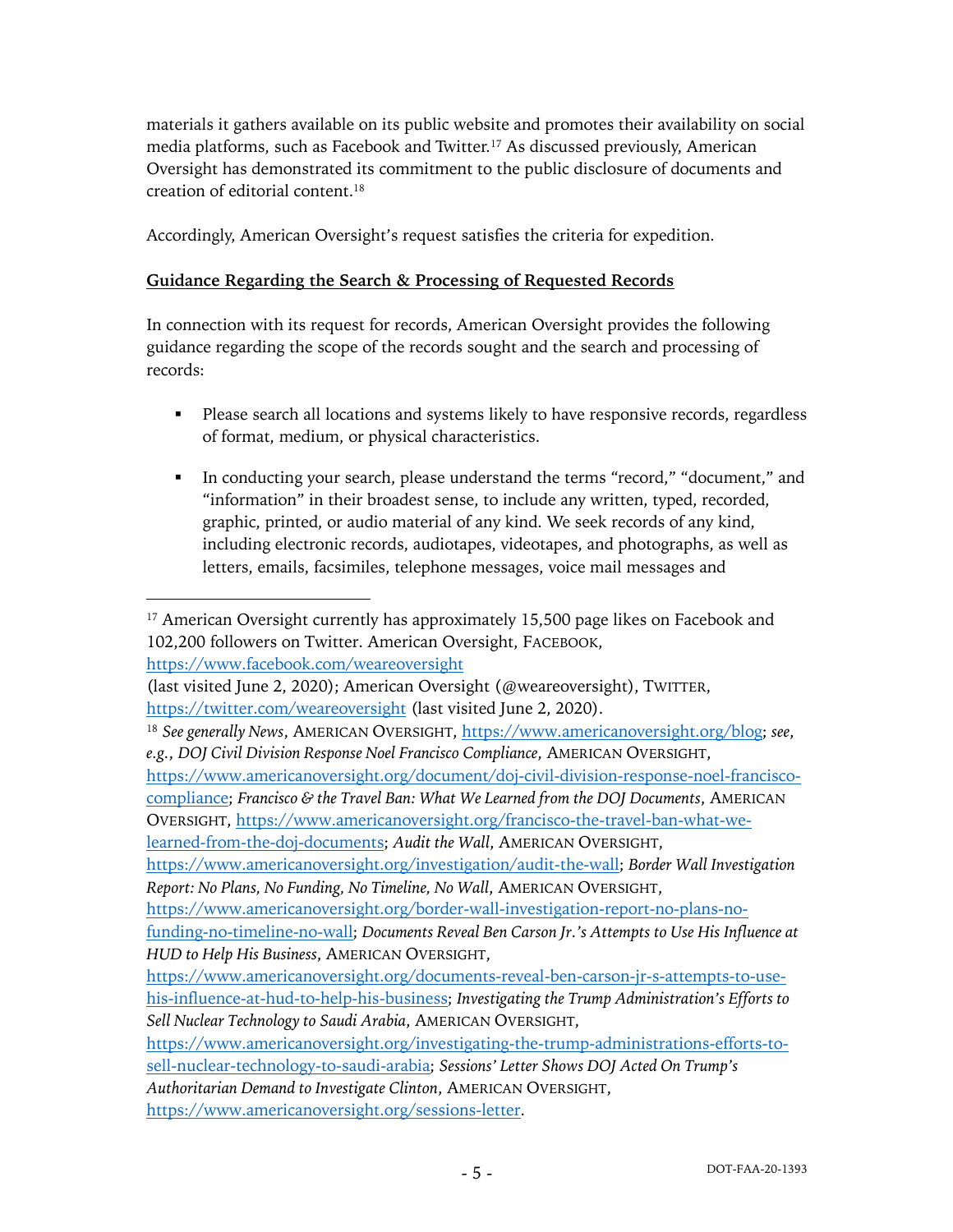materials it gathers available on its public website and promotes their availability on social media platforms, such as Facebook and Twitter.[17] As discussed previously, American Oversight has demonstrated its commitment to the public disclosure of documents and creation of editorial content.[18]

Accordingly, American Oversight's request satisfies the criteria for expedition.

**Guidance Regarding the Search & Processing of Requested Records**

In connection with its request for records, American Oversight provides the following guidance regarding the scope of the records sought and the search and processing of records:

- Please search all locations and systems likely to have responsive records, regardless of format, medium, or physical characteristics.

- In conducting your search, please understand the terms "record," "document," and "information" in their broadest sense, to include any written, typed, recorded, graphic, printed, or audio material of any kind. We seek records of any kind, including electronic records, audiotapes, videotapes, and photographs, as well as letters, emails, facsimiles, telephone messages, voice mail messages and

---

[17] American Oversight currently has approximately 15,500 page likes on Facebook and 102,200 followers on Twitter. American Oversight, FACEBOOK, https://www.facebook.com/weareoversight (last visited June 2, 2020); American Oversight (@weareoversight), TWITTER, https://twitter.com/weareoversight (last visited June 2, 2020).

[18] *See generally News*, AMERICAN OVERSIGHT, https://www.americanoversight.org/blog; *see, e.g.*, *DOJ Civil Division Response Noel Francisco Compliance*, AMERICAN OVERSIGHT, https://www.americanoversight.org/document/doj-civil-division-response-noel-francisco-compliance; *Francisco & the Travel Ban: What We Learned from the DOJ Documents*, AMERICAN OVERSIGHT, https://www.americanoversight.org/francisco-the-travel-ban-what-we-learned-from-the-doj-documents; *Audit the Wall*, AMERICAN OVERSIGHT, https://www.americanoversight.org/investigation/audit-the-wall; *Border Wall Investigation Report: No Plans, No Funding, No Timeline, No Wall*, AMERICAN OVERSIGHT, https://www.americanoversight.org/border-wall-investigation-report-no-plans-no-funding-no-timeline-no-wall; *Documents Reveal Ben Carson Jr.'s Attempts to Use His Influence at HUD to Help His Business*, AMERICAN OVERSIGHT, https://www.americanoversight.org/documents-reveal-ben-carson-jr-s-attempts-to-use-his-influence-at-hud-to-help-his-business; *Investigating the Trump Administration's Efforts to Sell Nuclear Technology to Saudi Arabia*, AMERICAN OVERSIGHT, https://www.americanoversight.org/investigating-the-trump-administrations-efforts-to-sell-nuclear-technology-to-saudi-arabia; *Sessions' Letter Shows DOJ Acted On Trump's Authoritarian Demand to Investigate Clinton*, AMERICAN OVERSIGHT, https://www.americanoversight.org/sessions-letter.

DOT-FAA-20-1393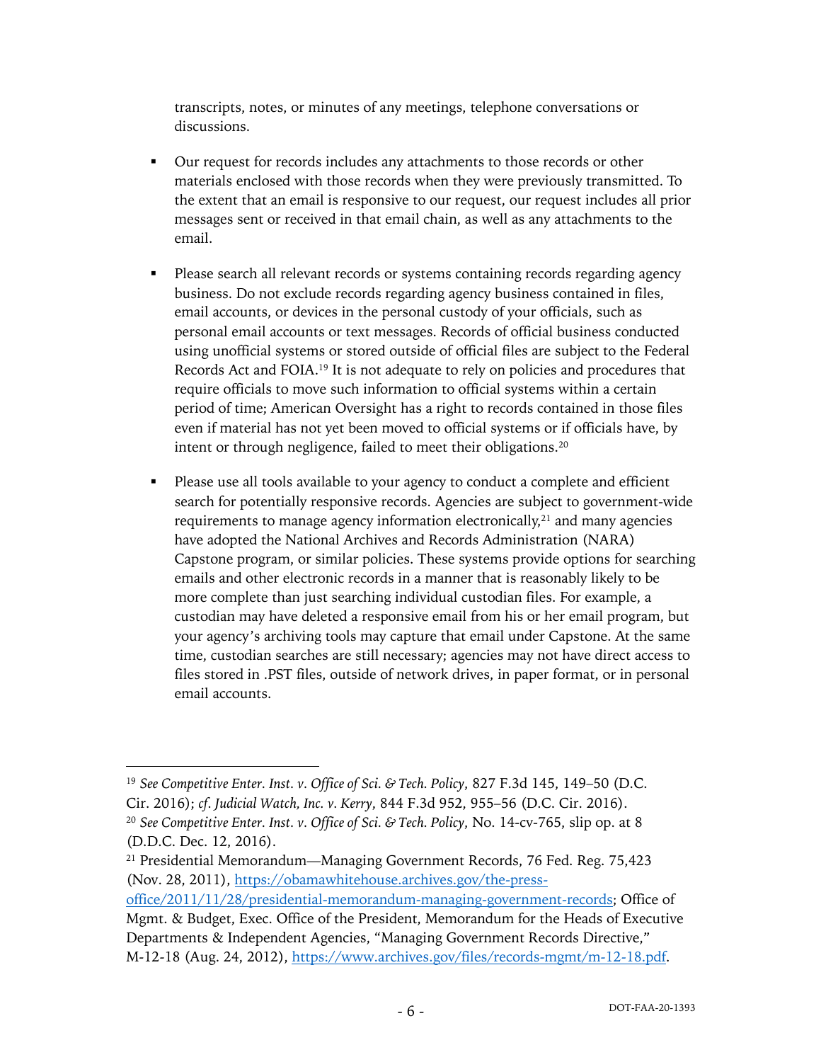transcripts, notes, or minutes of any meetings, telephone conversations or discussions.

- Our request for records includes any attachments to those records or other materials enclosed with those records when they were previously transmitted. To the extent that an email is responsive to our request, our request includes all prior messages sent or received in that email chain, as well as any attachments to the email.

- Please search all relevant records or systems containing records regarding agency business. Do not exclude records regarding agency business contained in files, email accounts, or devices in the personal custody of your officials, such as personal email accounts or text messages. Records of official business conducted using unofficial systems or stored outside of official files are subject to the Federal Records Act and FOIA.[19] It is not adequate to rely on policies and procedures that require officials to move such information to official systems within a certain period of time; American Oversight has a right to records contained in those files even if material has not yet been moved to official systems or if officials have, by intent or through negligence, failed to meet their obligations.[20]

- Please use all tools available to your agency to conduct a complete and efficient search for potentially responsive records. Agencies are subject to government-wide requirements to manage agency information electronically,[21] and many agencies have adopted the National Archives and Records Administration (NARA) Capstone program, or similar policies. These systems provide options for searching emails and other electronic records in a manner that is reasonably likely to be more complete than just searching individual custodian files. For example, a custodian may have deleted a responsive email from his or her email program, but your agency's archiving tools may capture that email under Capstone. At the same time, custodian searches are still necessary; agencies may not have direct access to files stored in .PST files, outside of network drives, in paper format, or in personal email accounts.

---

[19] *See Competitive Enter. Inst. v. Office of Sci. & Tech. Policy*, 827 F.3d 145, 149–50 (D.C. Cir. 2016); *cf. Judicial Watch, Inc. v. Kerry*, 844 F.3d 952, 955–56 (D.C. Cir. 2016).

[20] *See Competitive Enter. Inst. v. Office of Sci. & Tech. Policy*, No. 14-cv-765, slip op. at 8 (D.D.C. Dec. 12, 2016).

[21] Presidential Memorandum—Managing Government Records, 76 Fed. Reg. 75,423 (Nov. 28, 2011), https://obamawhitehouse.archives.gov/the-press-office/2011/11/28/presidential-memorandum-managing-government-records; Office of Mgmt. & Budget, Exec. Office of the President, Memorandum for the Heads of Executive Departments & Independent Agencies, "Managing Government Records Directive," M-12-18 (Aug. 24, 2012), https://www.archives.gov/files/records-mgmt/m-12-18.pdf.

DOT-FAA-20-1393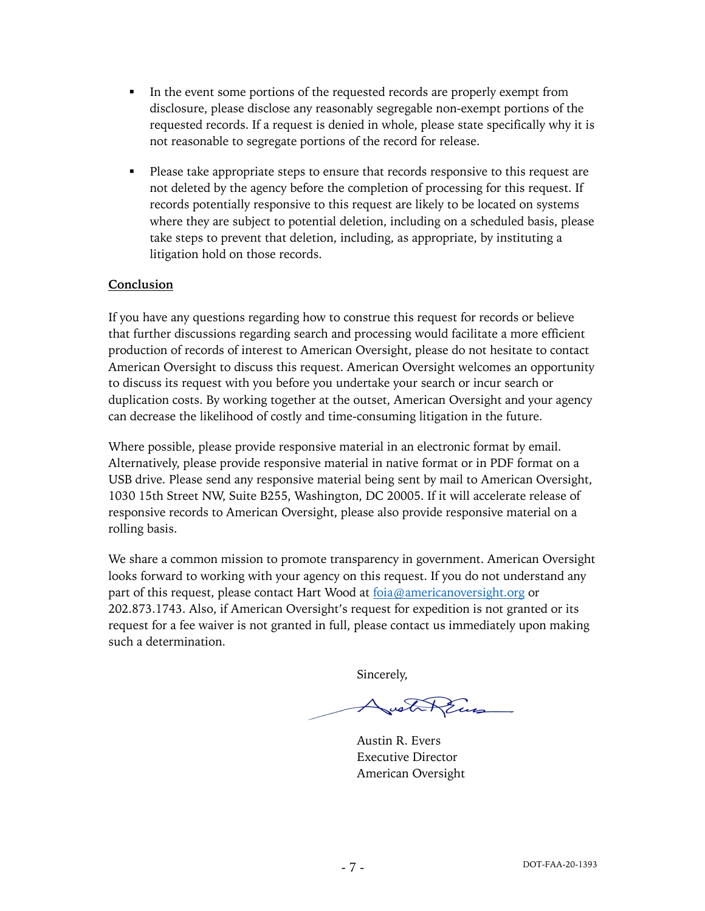- In the event some portions of the requested records are properly exempt from disclosure, please disclose any reasonably segregable non-exempt portions of the requested records. If a request is denied in whole, please state specifically why it is not reasonable to segregate portions of the record for release.

- Please take appropriate steps to ensure that records responsive to this request are not deleted by the agency before the completion of processing for this request. If records potentially responsive to this request are likely to be located on systems where they are subject to potential deletion, including on a scheduled basis, please take steps to prevent that deletion, including, as appropriate, by instituting a litigation hold on those records.

## Conclusion

If you have any questions regarding how to construe this request for records or believe that further discussions regarding search and processing would facilitate a more efficient production of records of interest to American Oversight, please do not hesitate to contact American Oversight to discuss this request. American Oversight welcomes an opportunity to discuss its request with you before you undertake your search or incur search or duplication costs. By working together at the outset, American Oversight and your agency can decrease the likelihood of costly and time-consuming litigation in the future.

Where possible, please provide responsive material in an electronic format by email. Alternatively, please provide responsive material in native format or in PDF format on a USB drive. Please send any responsive material being sent by mail to American Oversight, 1030 15th Street NW, Suite B255, Washington, DC 20005. If it will accelerate release of responsive records to American Oversight, please also provide responsive material on a rolling basis.

We share a common mission to promote transparency in government. American Oversight looks forward to working with your agency on this request. If you do not understand any part of this request, please contact Hart Wood at foia@americanoversight.org or 202.873.1743. Also, if American Oversight's request for expedition is not granted or its request for a fee waiver is not granted in full, please contact us immediately upon making such a determination.

Sincerely,

Austin R. Evers
Executive Director
American Oversight

DOT-FAA-20-1393